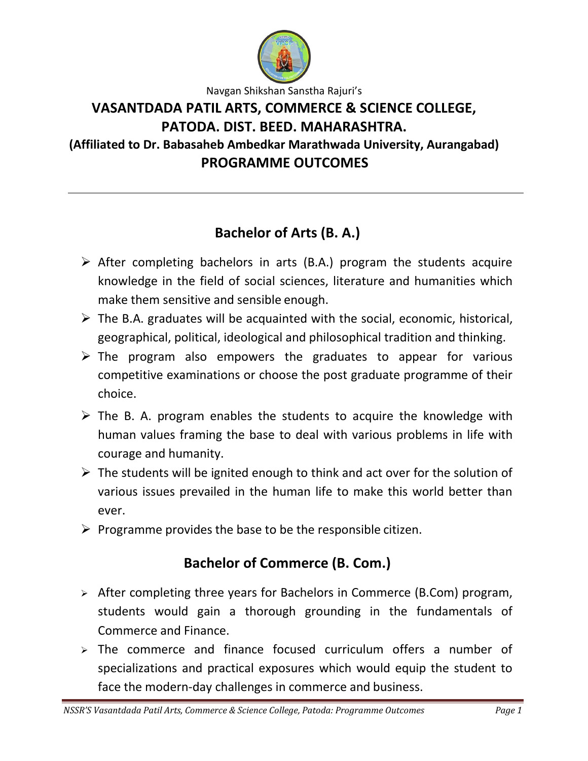Navgan Shikshan Sanstha Rajuri's

# VASANTDADA PATIL ARTS, COMMERCE & SCIENCE COLLEGE, PATODA. DIST. BEED. MAHARASHTRA.

**(Affiliated to Dr. Babasaheb Ambedkar Marathwada University, Aurangabad)**

## PROGRAMME OUTCOMES

---

## Bachelor of Arts (B. A.)

- After completing bachelors in arts (B.A.) program the students acquire knowledge in the field of social sciences, literature and humanities which make them sensitive and sensible enough.
- The B.A. graduates will be acquainted with the social, economic, historical, geographical, political, ideological and philosophical tradition and thinking.
- The program also empowers the graduates to appear for various competitive examinations or choose the post graduate programme of their choice.
- The B. A. program enables the students to acquire the knowledge with human values framing the base to deal with various problems in life with courage and humanity.
- The students will be ignited enough to think and act over for the solution of various issues prevailed in the human life to make this world better than ever.
- Programme provides the base to be the responsible citizen.

## Bachelor of Commerce (B. Com.)

- After completing three years for Bachelors in Commerce (B.Com) program, students would gain a thorough grounding in the fundamentals of Commerce and Finance.
- The commerce and finance focused curriculum offers a number of specializations and practical exposures which would equip the student to face the modern-day challenges in commerce and business.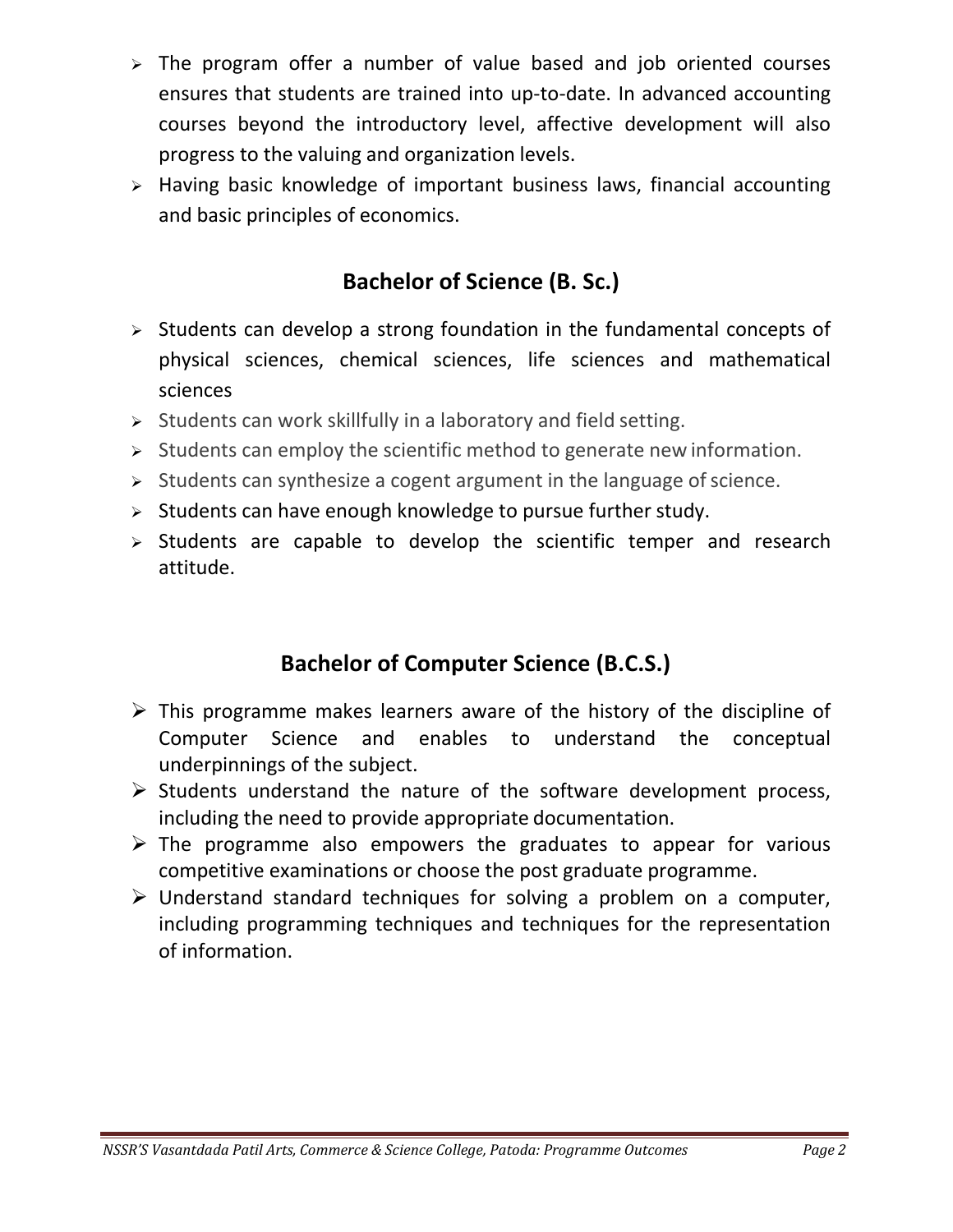- The program offer a number of value based and job oriented courses ensures that students are trained into up-to-date. In advanced accounting courses beyond the introductory level, affective development will also progress to the valuing and organization levels.
- Having basic knowledge of important business laws, financial accounting and basic principles of economics.

## Bachelor of Science (B. Sc.)

- Students can develop a strong foundation in the fundamental concepts of physical sciences, chemical sciences, life sciences and mathematical sciences
- Students can work skillfully in a laboratory and field setting.
- Students can employ the scientific method to generate new information.
- Students can synthesize a cogent argument in the language of science.
- Students can have enough knowledge to pursue further study.
- Students are capable to develop the scientific temper and research attitude.

## Bachelor of Computer Science (B.C.S.)

- This programme makes learners aware of the history of the discipline of Computer Science and enables to understand the conceptual underpinnings of the subject.
- Students understand the nature of the software development process, including the need to provide appropriate documentation.
- The programme also empowers the graduates to appear for various competitive examinations or choose the post graduate programme.
- Understand standard techniques for solving a problem on a computer, including programming techniques and techniques for the representation of information.